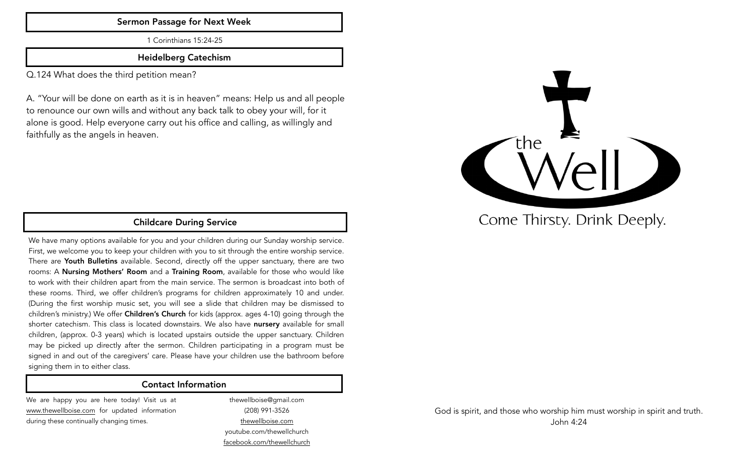## Sermon Passage for Next Week

1 Corinthians 15:24-25

## Heidelberg Catechism

Q.124 What does the third petition mean?

A. "Your will be done on earth as it is in heaven" means: Help us and all people to renounce our own wills and without any back talk to obey your will, for it alone is good. Help everyone carry out his office and calling, as willingly and faithfully as the angels in heaven.

## Childcare During Service

We have many options available for you and your children during our Sunday worship service. First, we welcome you to keep your children with you to sit through the entire worship service. There are **Youth Bulletins** available. Second, directly off the upper sanctuary, there are two rooms: A **Nursing Mothers' Room** and a **Training Room**, available for those who would like to work with their children apart from the main service. The sermon is broadcast into both of these rooms. Third, we offer children's programs for children approximately 10 and under. (During the first worship music set, you will see a slide that children may be dismissed to children's ministry.) We offer **Children's Church** for kids (approx. ages 4-10) going through the shorter catechism. This class is located downstairs. We also have **nursery** available for small children, (approx. 0-3 years) which is located upstairs outside the upper sanctuary. Children may be picked up directly after the sermon. Children participating in a program must be signed in and out of the caregivers' care. Please have your children use the bathroom before signing them in to either class.

## Contact Information

We are happy you are here today! Visit us at www.thewellboise.com for updated information during these continually changing times.

thewellboise@gmail.com
(208) 991-3526
thewellboise.com
youtube.com/thewellchurch
facebook.com/thewellchurch

# the Well

Come Thirsty. Drink Deeply.

God is spirit, and those who worship him must worship in spirit and truth.
John 4:24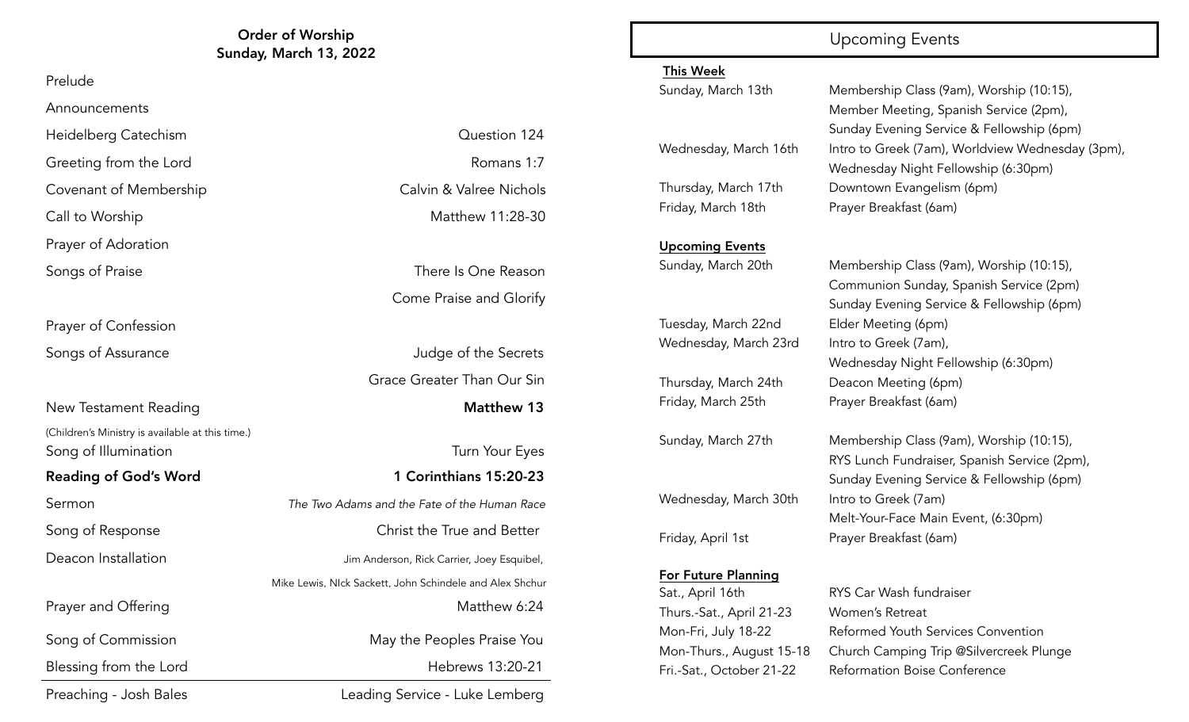## Order of Worship
**Sunday, March 13, 2022**

| | |
|---|---|
| Prelude | |
| Announcements | |
| Heidelberg Catechism | Question 124 |
| Greeting from the Lord | Romans 1:7 |
| Covenant of Membership | Calvin & Valree Nichols |
| Call to Worship | Matthew 11:28-30 |
| Prayer of Adoration | |
| Songs of Praise | There Is One Reason |
| | Come Praise and Glorify |
| Prayer of Confession | |
| Songs of Assurance | Judge of the Secrets |
| | Grace Greater Than Our Sin |
| New Testament Reading | **Matthew 13** |
| (Children's Ministry is available at this time.) Song of Illumination | Turn Your Eyes |
| **Reading of God's Word** | **1 Corinthians 15:20-23** |
| Sermon | *The Two Adams and the Fate of the Human Race* |
| Song of Response | Christ the True and Better |
| Deacon Installation | Jim Anderson, Rick Carrier, Joey Esquibel, Mike Lewis, NIck Sackett, John Schindele and Alex Shchur |
| Prayer and Offering | Matthew 6:24 |
| Song of Commission | May the Peoples Praise You |
| Blessing from the Lord | Hebrews 13:20-21 |

Preaching - Josh Bales — Leading Service - Luke Lemberg

## Upcoming Events

**This Week**

| | |
|---|---|
| Sunday, March 13th | Membership Class (9am), Worship (10:15), Member Meeting, Spanish Service (2pm), Sunday Evening Service & Fellowship (6pm) |
| Wednesday, March 16th | Intro to Greek (7am), Worldview Wednesday (3pm), Wednesday Night Fellowship (6:30pm) |
| Thursday, March 17th | Downtown Evangelism (6pm) |
| Friday, March 18th | Prayer Breakfast (6am) |

**Upcoming Events**

| | |
|---|---|
| Sunday, March 20th | Membership Class (9am), Worship (10:15), Communion Sunday, Spanish Service (2pm) Sunday Evening Service & Fellowship (6pm) |
| Tuesday, March 22nd | Elder Meeting (6pm) |
| Wednesday, March 23rd | Intro to Greek (7am), Wednesday Night Fellowship (6:30pm) |
| Thursday, March 24th | Deacon Meeting (6pm) |
| Friday, March 25th | Prayer Breakfast (6am) |
| Sunday, March 27th | Membership Class (9am), Worship (10:15), RYS Lunch Fundraiser, Spanish Service (2pm), Sunday Evening Service & Fellowship (6pm) |
| Wednesday, March 30th | Intro to Greek (7am) Melt-Your-Face Main Event, (6:30pm) |
| Friday, April 1st | Prayer Breakfast (6am) |

**For Future Planning**

| | |
|---|---|
| Sat., April 16th | RYS Car Wash fundraiser |
| Thurs.-Sat., April 21-23 | Women's Retreat |
| Mon-Fri, July 18-22 | Reformed Youth Services Convention |
| Mon-Thurs., August 15-18 | Church Camping Trip @Silvercreek Plunge |
| Fri.-Sat., October 21-22 | Reformation Boise Conference |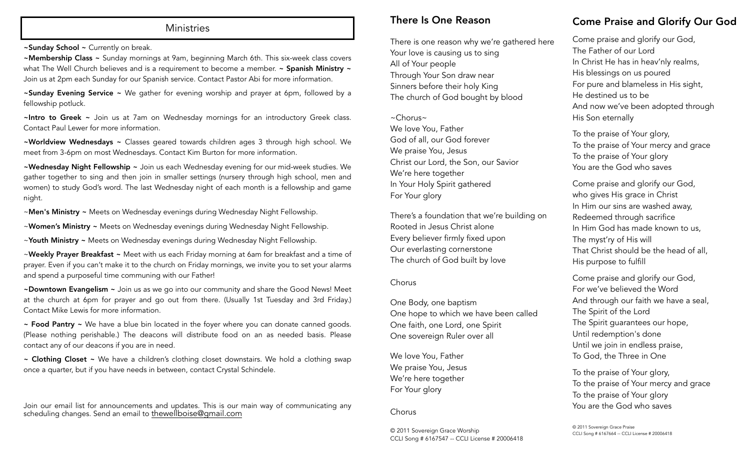## Ministries

**~Sunday School ~** Currently on break.

**~Membership Class ~** Sunday mornings at 9am, beginning March 6th. This six-week class covers what The Well Church believes and is a requirement to become a member. **~ Spanish Ministry ~** Join us at 2pm each Sunday for our Spanish service. Contact Pastor Abi for more information.

**~Sunday Evening Service ~** We gather for evening worship and prayer at 6pm, followed by a fellowship potluck.

**~Intro to Greek ~** Join us at 7am on Wednesday mornings for an introductory Greek class. Contact Paul Lewer for more information.

**~Worldview Wednesdays ~** Classes geared towards children ages 3 through high school. We meet from 3-6pm on most Wednesdays. Contact Kim Burton for more information.

**~Wednesday Night Fellowship ~** Join us each Wednesday evening for our mid-week studies. We gather together to sing and then join in smaller settings (nursery through high school, men and women) to study God's word. The last Wednesday night of each month is a fellowship and game night.

~**Men's Ministry ~** Meets on Wednesday evenings during Wednesday Night Fellowship.

~**Women's Ministry ~** Meets on Wednesday evenings during Wednesday Night Fellowship.

~**Youth Ministry ~** Meets on Wednesday evenings during Wednesday Night Fellowship.

~**Weekly Prayer Breakfast ~** Meet with us each Friday morning at 6am for breakfast and a time of prayer. Even if you can't make it to the church on Friday mornings, we invite you to set your alarms and spend a purposeful time communing with our Father!

**~Downtown Evangelism ~** Join us as we go into our community and share the Good News! Meet at the church at 6pm for prayer and go out from there. (Usually 1st Tuesday and 3rd Friday.) Contact Mike Lewis for more information.

**~ Food Pantry ~** We have a blue bin located in the foyer where you can donate canned goods. (Please nothing perishable.) The deacons will distribute food on an as needed basis. Please contact any of our deacons if you are in need.

**~ Clothing Closet ~** We have a children's clothing closet downstairs. We hold a clothing swap once a quarter, but if you have needs in between, contact Crystal Schindele.

Join our email list for announcements and updates. This is our main way of communicating any scheduling changes. Send an email to thewellboise@gmail.com

## There Is One Reason

There is one reason why we're gathered here
Your love is causing us to sing
All of Your people
Through Your Son draw near
Sinners before their holy King
The church of God bought by blood

~Chorus~
We love You, Father
God of all, our God forever
We praise You, Jesus
Christ our Lord, the Son, our Savior
We're here together
In Your Holy Spirit gathered
For Your glory

There's a foundation that we're building on
Rooted in Jesus Christ alone
Every believer firmly fixed upon
Our everlasting cornerstone
The church of God built by love

Chorus

One Body, one baptism
One hope to which we have been called
One faith, one Lord, one Spirit
One sovereign Ruler over all

We love You, Father
We praise You, Jesus
We're here together
For Your glory

Chorus

© 2011 Sovereign Grace Worship
CCLI Song # 6167547 -- CCLI License # 20006418

## Come Praise and Glorify Our God

Come praise and glorify our God,
The Father of our Lord
In Christ He has in heav'nly realms,
His blessings on us poured
For pure and blameless in His sight,
He destined us to be
And now we've been adopted through
His Son eternally

To the praise of Your glory,
To the praise of Your mercy and grace
To the praise of Your glory
You are the God who saves

Come praise and glorify our God,
who gives His grace in Christ
In Him our sins are washed away,
Redeemed through sacrifice
In Him God has made known to us,
The myst'ry of His will
That Christ should be the head of all,
His purpose to fulfill

Come praise and glorify our God,
For we've believed the Word
And through our faith we have a seal,
The Spirit of the Lord
The Spirit guarantees our hope,
Until redemption's done
Until we join in endless praise,
To God, the Three in One

To the praise of Your glory,
To the praise of Your mercy and grace
To the praise of Your glory
You are the God who saves

© 2011 Sovereign Grace Praise
CCLI Song # 6167664 -- CCLI License # 20006418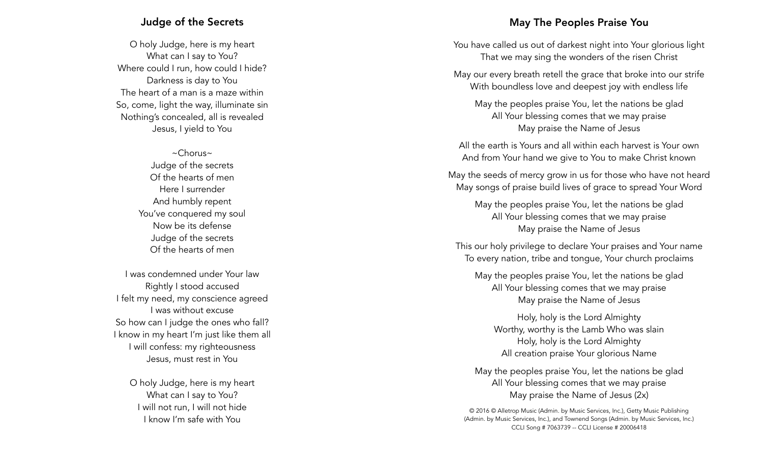## Judge of the Secrets

O holy Judge, here is my heart
What can I say to You?
Where could I run, how could I hide?
Darkness is day to You
The heart of a man is a maze within
So, come, light the way, illuminate sin
Nothing's concealed, all is revealed
Jesus, I yield to You

~Chorus~
Judge of the secrets
Of the hearts of men
Here I surrender
And humbly repent
You've conquered my soul
Now be its defense
Judge of the secrets
Of the hearts of men

I was condemned under Your law
Rightly I stood accused
I felt my need, my conscience agreed
I was without excuse
So how can I judge the ones who fall?
I know in my heart I'm just like them all
I will confess: my righteousness
Jesus, must rest in You

O holy Judge, here is my heart
What can I say to You?
I will not run, I will not hide
I know I'm safe with You

## May The Peoples Praise You

You have called us out of darkest night into Your glorious light
That we may sing the wonders of the risen Christ

May our every breath retell the grace that broke into our strife
With boundless love and deepest joy with endless life

May the peoples praise You, let the nations be glad
All Your blessing comes that we may praise
May praise the Name of Jesus

All the earth is Yours and all within each harvest is Your own
And from Your hand we give to You to make Christ known

May the seeds of mercy grow in us for those who have not heard
May songs of praise build lives of grace to spread Your Word

May the peoples praise You, let the nations be glad
All Your blessing comes that we may praise
May praise the Name of Jesus

This our holy privilege to declare Your praises and Your name
To every nation, tribe and tongue, Your church proclaims

May the peoples praise You, let the nations be glad
All Your blessing comes that we may praise
May praise the Name of Jesus

Holy, holy is the Lord Almighty
Worthy, worthy is the Lamb Who was slain
Holy, holy is the Lord Almighty
All creation praise Your glorious Name

May the peoples praise You, let the nations be glad
All Your blessing comes that we may praise
May praise the Name of Jesus (2x)

© 2016 © Alletrop Music (Admin. by Music Services, Inc.), Getty Music Publishing (Admin. by Music Services, Inc.), and Townend Songs (Admin. by Music Services, Inc.)
CCLI Song # 7063739 -- CCLI License # 20006418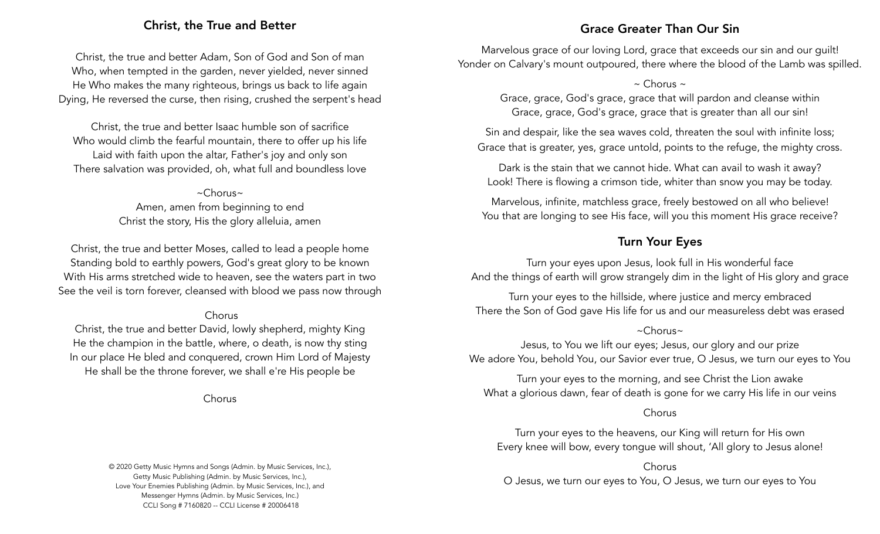## Christ, the True and Better

Christ, the true and better Adam, Son of God and Son of man
Who, when tempted in the garden, never yielded, never sinned
He Who makes the many righteous, brings us back to life again
Dying, He reversed the curse, then rising, crushed the serpent's head

Christ, the true and better Isaac humble son of sacrifice
Who would climb the fearful mountain, there to offer up his life
Laid with faith upon the altar, Father's joy and only son
There salvation was provided, oh, what full and boundless love

~Chorus~
Amen, amen from beginning to end
Christ the story, His the glory alleluia, amen

Christ, the true and better Moses, called to lead a people home
Standing bold to earthly powers, God's great glory to be known
With His arms stretched wide to heaven, see the waters part in two
See the veil is torn forever, cleansed with blood we pass now through

Chorus
Christ, the true and better David, lowly shepherd, mighty King
He the champion in the battle, where, o death, is now thy sting
In our place He bled and conquered, crown Him Lord of Majesty
He shall be the throne forever, we shall e're His people be

Chorus

© 2020 Getty Music Hymns and Songs (Admin. by Music Services, Inc.),
Getty Music Publishing (Admin. by Music Services, Inc.),
Love Your Enemies Publishing (Admin. by Music Services, Inc.), and
Messenger Hymns (Admin. by Music Services, Inc.)
CCLI Song # 7160820 -- CCLI License # 20006418

## Grace Greater Than Our Sin

Marvelous grace of our loving Lord, grace that exceeds our sin and our guilt!
Yonder on Calvary's mount outpoured, there where the blood of the Lamb was spilled.

~ Chorus ~
Grace, grace, God's grace, grace that will pardon and cleanse within
Grace, grace, God's grace, grace that is greater than all our sin!

Sin and despair, like the sea waves cold, threaten the soul with infinite loss;
Grace that is greater, yes, grace untold, points to the refuge, the mighty cross.

Dark is the stain that we cannot hide. What can avail to wash it away?
Look! There is flowing a crimson tide, whiter than snow you may be today.

Marvelous, infinite, matchless grace, freely bestowed on all who believe!
You that are longing to see His face, will you this moment His grace receive?

## Turn Your Eyes

Turn your eyes upon Jesus, look full in His wonderful face
And the things of earth will grow strangely dim in the light of His glory and grace

Turn your eyes to the hillside, where justice and mercy embraced
There the Son of God gave His life for us and our measureless debt was erased

~Chorus~
Jesus, to You we lift our eyes; Jesus, our glory and our prize
We adore You, behold You, our Savior ever true, O Jesus, we turn our eyes to You

Turn your eyes to the morning, and see Christ the Lion awake
What a glorious dawn, fear of death is gone for we carry His life in our veins

Chorus

Turn your eyes to the heavens, our King will return for His own
Every knee will bow, every tongue will shout, 'All glory to Jesus alone!

Chorus
O Jesus, we turn our eyes to You, O Jesus, we turn our eyes to You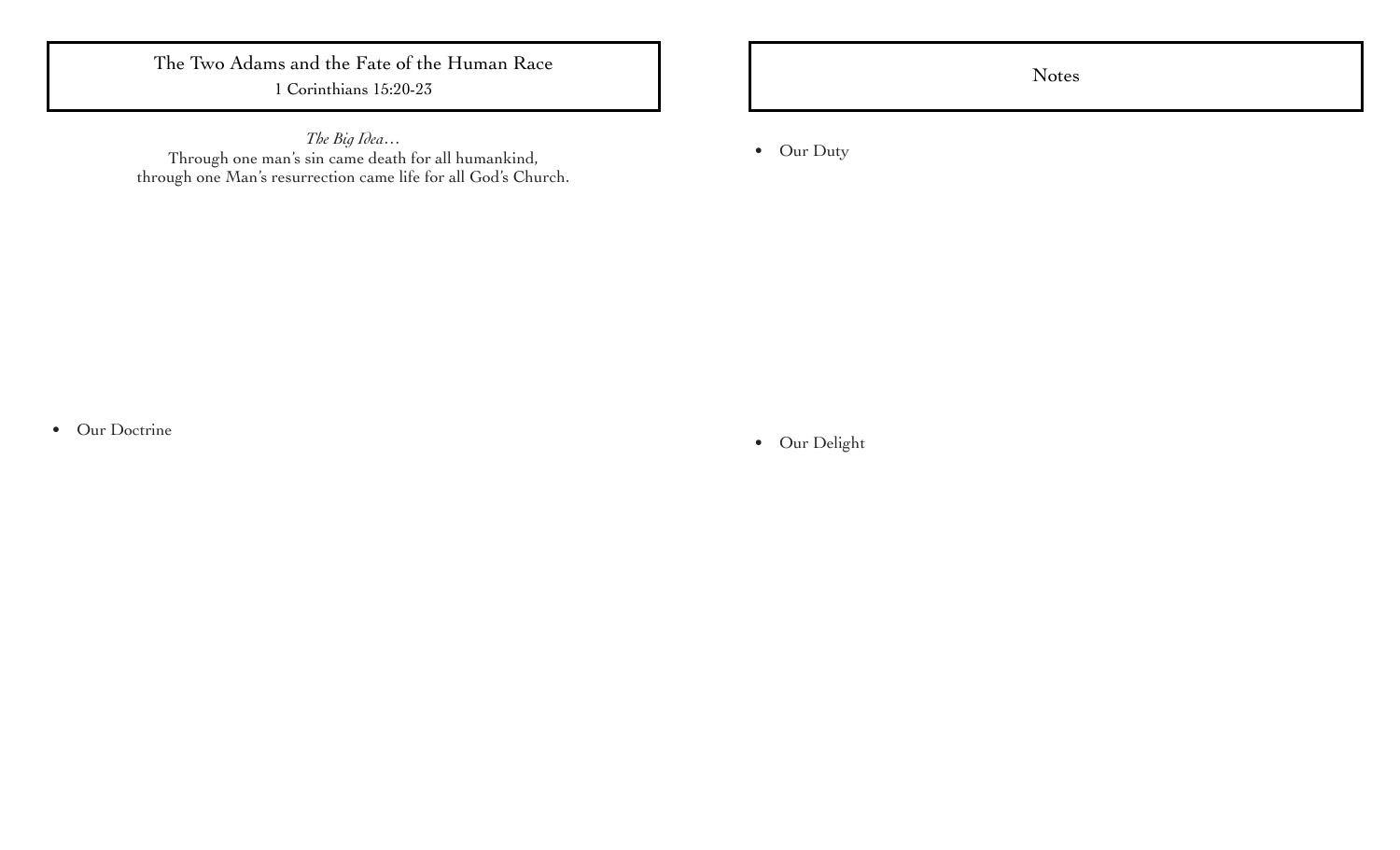# The Two Adams and the Fate of the Human Race

1 Corinthians 15:20-23

*The Big Idea…*

Through one man's sin came death for all humankind,
through one Man's resurrection came life for all God's Church.

- Our Doctrine

## Notes

- Our Duty

- Our Delight